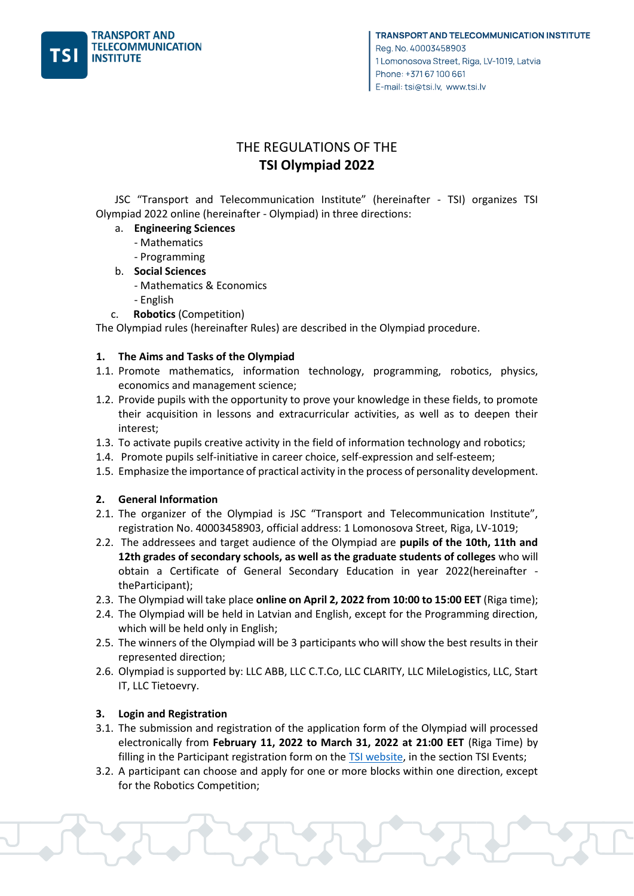# THE REGULATIONS OF THE
# TSI Olympiad 2022

JSC "Transport and Telecommunication Institute" (hereinafter - TSI) organizes TSI Olympiad 2022 online (hereinafter - Olympiad) in three directions:

a. **Engineering Sciences**
   - Mathematics
   - Programming
b. **Social Sciences**
   - Mathematics & Economics
   - English
c. **Robotics** (Competition)

The Olympiad rules (hereinafter Rules) are described in the Olympiad procedure.

## 1. The Aims and Tasks of the Olympiad

1.1. Promote mathematics, information technology, programming, robotics, physics, economics and management science;

1.2. Provide pupils with the opportunity to prove your knowledge in these fields, to promote their acquisition in lessons and extracurricular activities, as well as to deepen their interest;

1.3. To activate pupils creative activity in the field of information technology and robotics;

1.4. Promote pupils self-initiative in career choice, self-expression and self-esteem;

1.5. Emphasize the importance of practical activity in the process of personality development.

## 2. General Information

2.1. The organizer of the Olympiad is JSC "Transport and Telecommunication Institute", registration No. 40003458903, official address: 1 Lomonosova Street, Riga, LV-1019;

2.2. The addressees and target audience of the Olympiad are **pupils of the 10th, 11th and 12th grades of secondary schools, as well as the graduate students of colleges** who will obtain a Certificate of General Secondary Education in year 2022(hereinafter - theParticipant);

2.3. The Olympiad will take place **online on April 2, 2022 from 10:00 to 15:00 EET** (Riga time);

2.4. The Olympiad will be held in Latvian and English, except for the Programming direction, which will be held only in English;

2.5. The winners of the Olympiad will be 3 participants who will show the best results in their represented direction;

2.6. Olympiad is supported by: LLC ABB, LLC C.T.Co, LLC CLARITY, LLC MileLogistics, LLC, Start IT, LLC Tietoevry.

## 3. Login and Registration

3.1. The submission and registration of the application form of the Olympiad will processed electronically from **February 11, 2022 to March 31, 2022 at 21:00 EET** (Riga Time) by filling in the Participant registration form on the TSI website, in the section TSI Events;

3.2. A participant can choose and apply for one or more blocks within one direction, except for the Robotics Competition;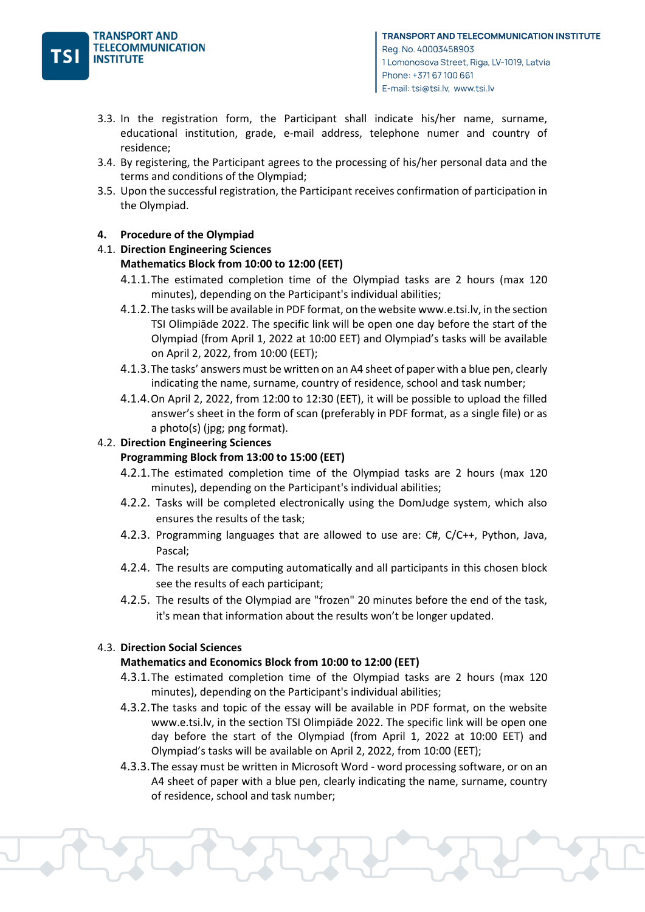3.3. In the registration form, the Participant shall indicate his/her name, surname, educational institution, grade, e-mail address, telephone numer and country of residence;

3.4. By registering, the Participant agrees to the processing of his/her personal data and the terms and conditions of the Olympiad;

3.5. Upon the successful registration, the Participant receives confirmation of participation in the Olympiad.

**4. Procedure of the Olympiad**

4.1. **Direction Engineering Sciences**
**Mathematics Block from 10:00 to 12:00 (EET)**

4.1.1. The estimated completion time of the Olympiad tasks are 2 hours (max 120 minutes), depending on the Participant's individual abilities;

4.1.2. The tasks will be available in PDF format, on the website www.e.tsi.lv, in the section TSI Olimpiāde 2022. The specific link will be open one day before the start of the Olympiad (from April 1, 2022 at 10:00 EET) and Olympiad's tasks will be available on April 2, 2022, from 10:00 (EET);

4.1.3. The tasks' answers must be written on an A4 sheet of paper with a blue pen, clearly indicating the name, surname, country of residence, school and task number;

4.1.4. On April 2, 2022, from 12:00 to 12:30 (EET), it will be possible to upload the filled answer's sheet in the form of scan (preferably in PDF format, as a single file) or as a photo(s) (jpg; png format).

4.2. **Direction Engineering Sciences**
**Programming Block from 13:00 to 15:00 (EET)**

4.2.1. The estimated completion time of the Olympiad tasks are 2 hours (max 120 minutes), depending on the Participant's individual abilities;

4.2.2. Tasks will be completed electronically using the DomJudge system, which also ensures the results of the task;

4.2.3. Programming languages that are allowed to use are: C#, C/C++, Python, Java, Pascal;

4.2.4. The results are computing automatically and all participants in this chosen block see the results of each participant;

4.2.5. The results of the Olympiad are "frozen" 20 minutes before the end of the task, it's mean that information about the results won't be longer updated.

4.3. **Direction Social Sciences**
**Mathematics and Economics Block from 10:00 to 12:00 (EET)**

4.3.1. The estimated completion time of the Olympiad tasks are 2 hours (max 120 minutes), depending on the Participant's individual abilities;

4.3.2. The tasks and topic of the essay will be available in PDF format, on the website www.e.tsi.lv, in the section TSI Olimpiāde 2022. The specific link will be open one day before the start of the Olympiad (from April 1, 2022 at 10:00 EET) and Olympiad's tasks will be available on April 2, 2022, from 10:00 (EET);

4.3.3. The essay must be written in Microsoft Word - word processing software, or on an A4 sheet of paper with a blue pen, clearly indicating the name, surname, country of residence, school and task number;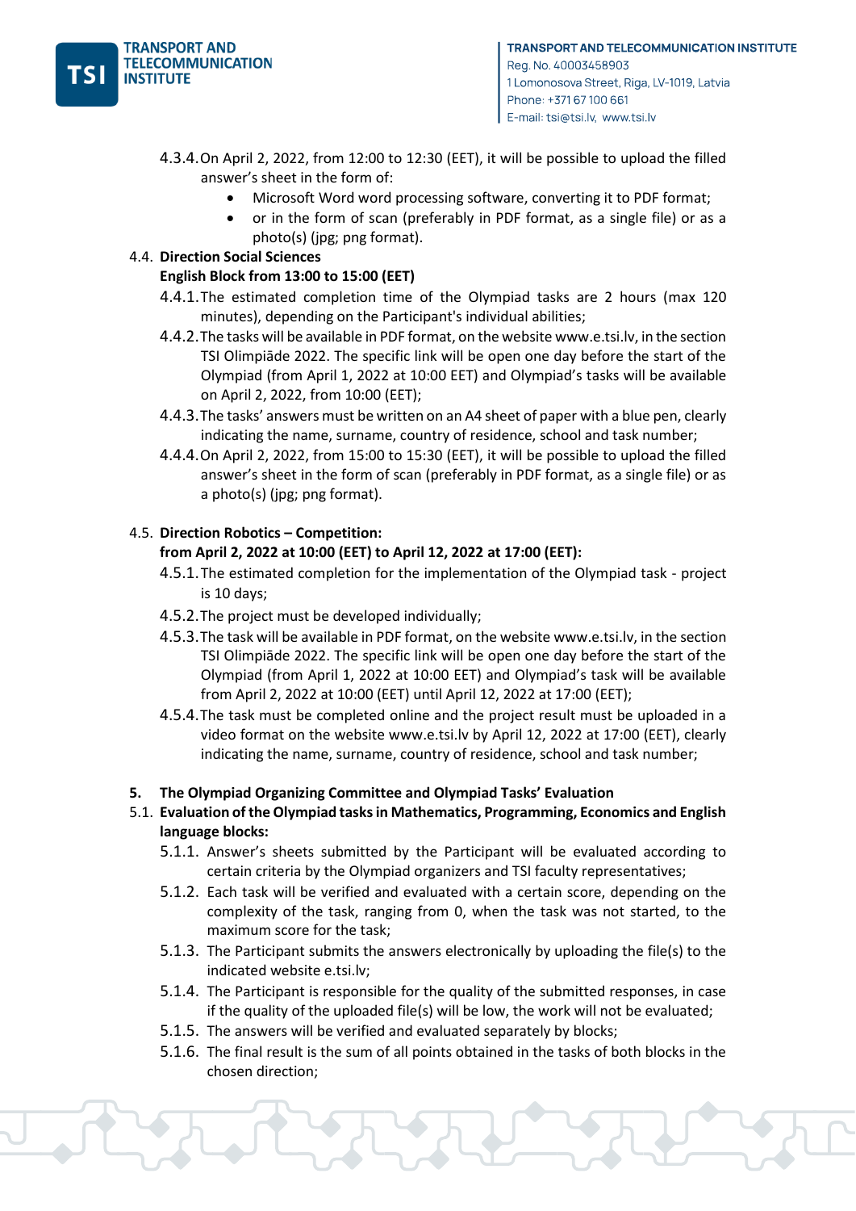4.3.4. On April 2, 2022, from 12:00 to 12:30 (EET), it will be possible to upload the filled answer's sheet in the form of:

- Microsoft Word word processing software, converting it to PDF format;
- or in the form of scan (preferably in PDF format, as a single file) or as a photo(s) (jpg; png format).

4.4. **Direction Social Sciences**

**English Block from 13:00 to 15:00 (EET)**

4.4.1. The estimated completion time of the Olympiad tasks are 2 hours (max 120 minutes), depending on the Participant's individual abilities;

4.4.2. The tasks will be available in PDF format, on the website www.e.tsi.lv, in the section TSI Olimpiāde 2022. The specific link will be open one day before the start of the Olympiad (from April 1, 2022 at 10:00 EET) and Olympiad's tasks will be available on April 2, 2022, from 10:00 (EET);

4.4.3. The tasks' answers must be written on an A4 sheet of paper with a blue pen, clearly indicating the name, surname, country of residence, school and task number;

4.4.4. On April 2, 2022, from 15:00 to 15:30 (EET), it will be possible to upload the filled answer's sheet in the form of scan (preferably in PDF format, as a single file) or as a photo(s) (jpg; png format).

4.5. **Direction Robotics – Competition:**

**from April 2, 2022 at 10:00 (EET) to April 12, 2022 at 17:00 (EET):**

4.5.1. The estimated completion for the implementation of the Olympiad task - project is 10 days;

4.5.2. The project must be developed individually;

4.5.3. The task will be available in PDF format, on the website www.e.tsi.lv, in the section TSI Olimpiāde 2022. The specific link will be open one day before the start of the Olympiad (from April 1, 2022 at 10:00 EET) and Olympiad's task will be available from April 2, 2022 at 10:00 (EET) until April 12, 2022 at 17:00 (EET);

4.5.4. The task must be completed online and the project result must be uploaded in a video format on the website www.e.tsi.lv by April 12, 2022 at 17:00 (EET), clearly indicating the name, surname, country of residence, school and task number;

## 5. The Olympiad Organizing Committee and Olympiad Tasks' Evaluation

5.1. **Evaluation of the Olympiad tasks in Mathematics, Programming, Economics and English language blocks:**

5.1.1. Answer's sheets submitted by the Participant will be evaluated according to certain criteria by the Olympiad organizers and TSI faculty representatives;

5.1.2. Each task will be verified and evaluated with a certain score, depending on the complexity of the task, ranging from 0, when the task was not started, to the maximum score for the task;

5.1.3. The Participant submits the answers electronically by uploading the file(s) to the indicated website e.tsi.lv;

5.1.4. The Participant is responsible for the quality of the submitted responses, in case if the quality of the uploaded file(s) will be low, the work will not be evaluated;

5.1.5. The answers will be verified and evaluated separately by blocks;

5.1.6. The final result is the sum of all points obtained in the tasks of both blocks in the chosen direction;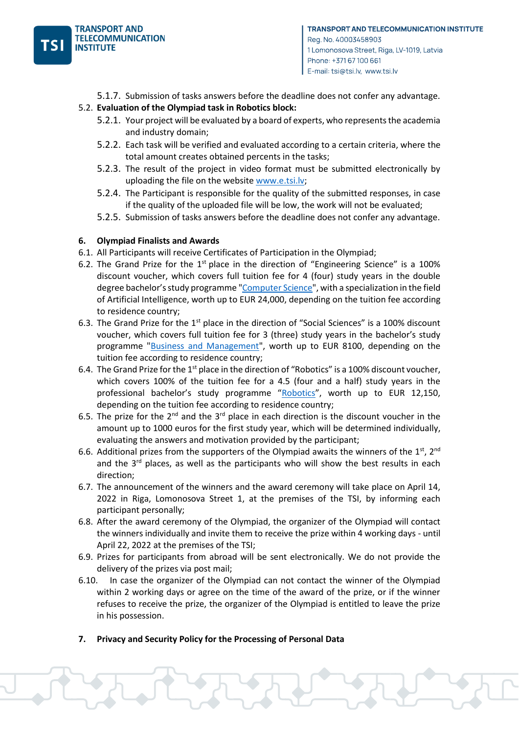5.1.7. Submission of tasks answers before the deadline does not confer any advantage.

5.2. **Evaluation of the Olympiad task in Robotics block:**

5.2.1. Your project will be evaluated by a board of experts, who represents the academia and industry domain;

5.2.2. Each task will be verified and evaluated according to a certain criteria, where the total amount creates obtained percents in the tasks;

5.2.3. The result of the project in video format must be submitted electronically by uploading the file on the website www.e.tsi.lv;

5.2.4. The Participant is responsible for the quality of the submitted responses, in case if the quality of the uploaded file will be low, the work will not be evaluated;

5.2.5. Submission of tasks answers before the deadline does not confer any advantage.

## 6. Olympiad Finalists and Awards

6.1. All Participants will receive Certificates of Participation in the Olympiad;

6.2. The Grand Prize for the 1st place in the direction of "Engineering Science" is a 100% discount voucher, which covers full tuition fee for 4 (four) study years in the double degree bachelor's study programme "Computer Science", with a specialization in the field of Artificial Intelligence, worth up to EUR 24,000, depending on the tuition fee according to residence country;

6.3. The Grand Prize for the 1st place in the direction of "Social Sciences" is a 100% discount voucher, which covers full tuition fee for 3 (three) study years in the bachelor's study programme "Business and Management", worth up to EUR 8100, depending on the tuition fee according to residence country;

6.4. The Grand Prize for the 1st place in the direction of "Robotics" is a 100% discount voucher, which covers 100% of the tuition fee for a 4.5 (four and a half) study years in the professional bachelor's study programme "Robotics", worth up to EUR 12,150, depending on the tuition fee according to residence country;

6.5. The prize for the 2nd and the 3rd place in each direction is the discount voucher in the amount up to 1000 euros for the first study year, which will be determined individually, evaluating the answers and motivation provided by the participant;

6.6. Additional prizes from the supporters of the Olympiad awaits the winners of the 1st, 2nd and the 3rd places, as well as the participants who will show the best results in each direction;

6.7. The announcement of the winners and the award ceremony will take place on April 14, 2022 in Riga, Lomonosova Street 1, at the premises of the TSI, by informing each participant personally;

6.8. After the award ceremony of the Olympiad, the organizer of the Olympiad will contact the winners individually and invite them to receive the prize within 4 working days - until April 22, 2022 at the premises of the TSI;

6.9. Prizes for participants from abroad will be sent electronically. We do not provide the delivery of the prizes via post mail;

6.10. In case the organizer of the Olympiad can not contact the winner of the Olympiad within 2 working days or agree on the time of the award of the prize, or if the winner refuses to receive the prize, the organizer of the Olympiad is entitled to leave the prize in his possession.

## 7. Privacy and Security Policy for the Processing of Personal Data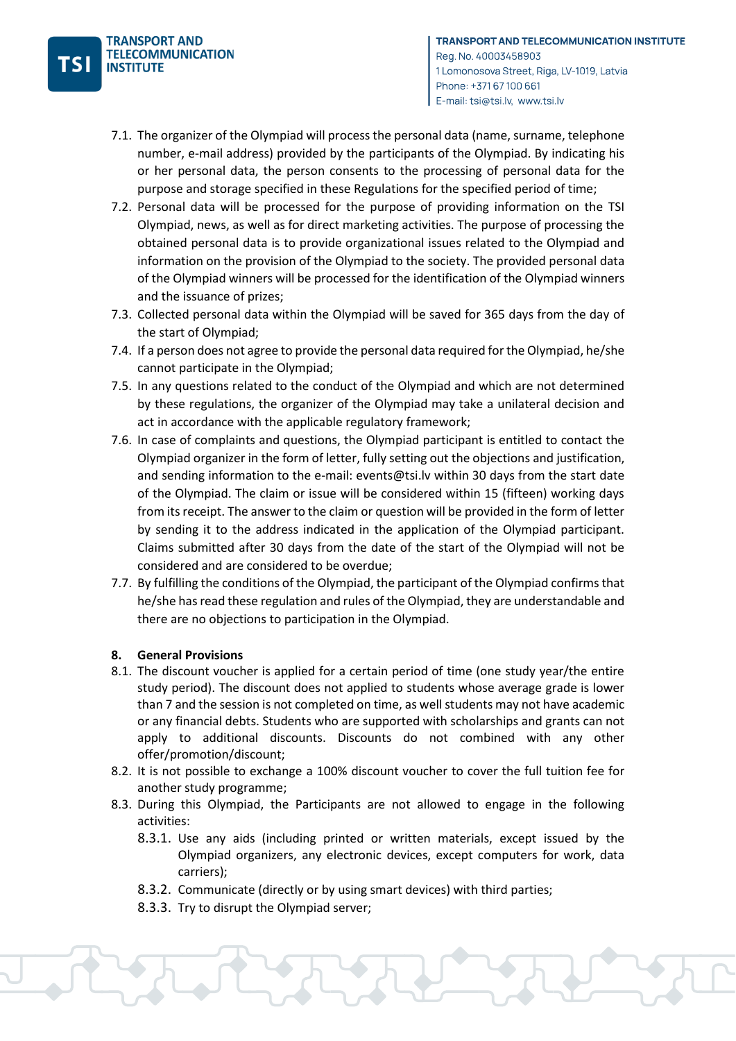7.1. The organizer of the Olympiad will process the personal data (name, surname, telephone number, e-mail address) provided by the participants of the Olympiad. By indicating his or her personal data, the person consents to the processing of personal data for the purpose and storage specified in these Regulations for the specified period of time;

7.2. Personal data will be processed for the purpose of providing information on the TSI Olympiad, news, as well as for direct marketing activities. The purpose of processing the obtained personal data is to provide organizational issues related to the Olympiad and information on the provision of the Olympiad to the society. The provided personal data of the Olympiad winners will be processed for the identification of the Olympiad winners and the issuance of prizes;

7.3. Collected personal data within the Olympiad will be saved for 365 days from the day of the start of Olympiad;

7.4. If a person does not agree to provide the personal data required for the Olympiad, he/she cannot participate in the Olympiad;

7.5. In any questions related to the conduct of the Olympiad and which are not determined by these regulations, the organizer of the Olympiad may take a unilateral decision and act in accordance with the applicable regulatory framework;

7.6. In case of complaints and questions, the Olympiad participant is entitled to contact the Olympiad organizer in the form of letter, fully setting out the objections and justification, and sending information to the e-mail: events@tsi.lv within 30 days from the start date of the Olympiad. The claim or issue will be considered within 15 (fifteen) working days from its receipt. The answer to the claim or question will be provided in the form of letter by sending it to the address indicated in the application of the Olympiad participant. Claims submitted after 30 days from the date of the start of the Olympiad will not be considered and are considered to be overdue;

7.7. By fulfilling the conditions of the Olympiad, the participant of the Olympiad confirms that he/she has read these regulation and rules of the Olympiad, they are understandable and there are no objections to participation in the Olympiad.

## 8. General Provisions

8.1. The discount voucher is applied for a certain period of time (one study year/the entire study period). The discount does not applied to students whose average grade is lower than 7 and the session is not completed on time, as well students may not have academic or any financial debts. Students who are supported with scholarships and grants can not apply to additional discounts. Discounts do not combined with any other offer/promotion/discount;

8.2. It is not possible to exchange a 100% discount voucher to cover the full tuition fee for another study programme;

8.3. During this Olympiad, the Participants are not allowed to engage in the following activities:

8.3.1. Use any aids (including printed or written materials, except issued by the Olympiad organizers, any electronic devices, except computers for work, data carriers);

8.3.2. Communicate (directly or by using smart devices) with third parties;

8.3.3. Try to disrupt the Olympiad server;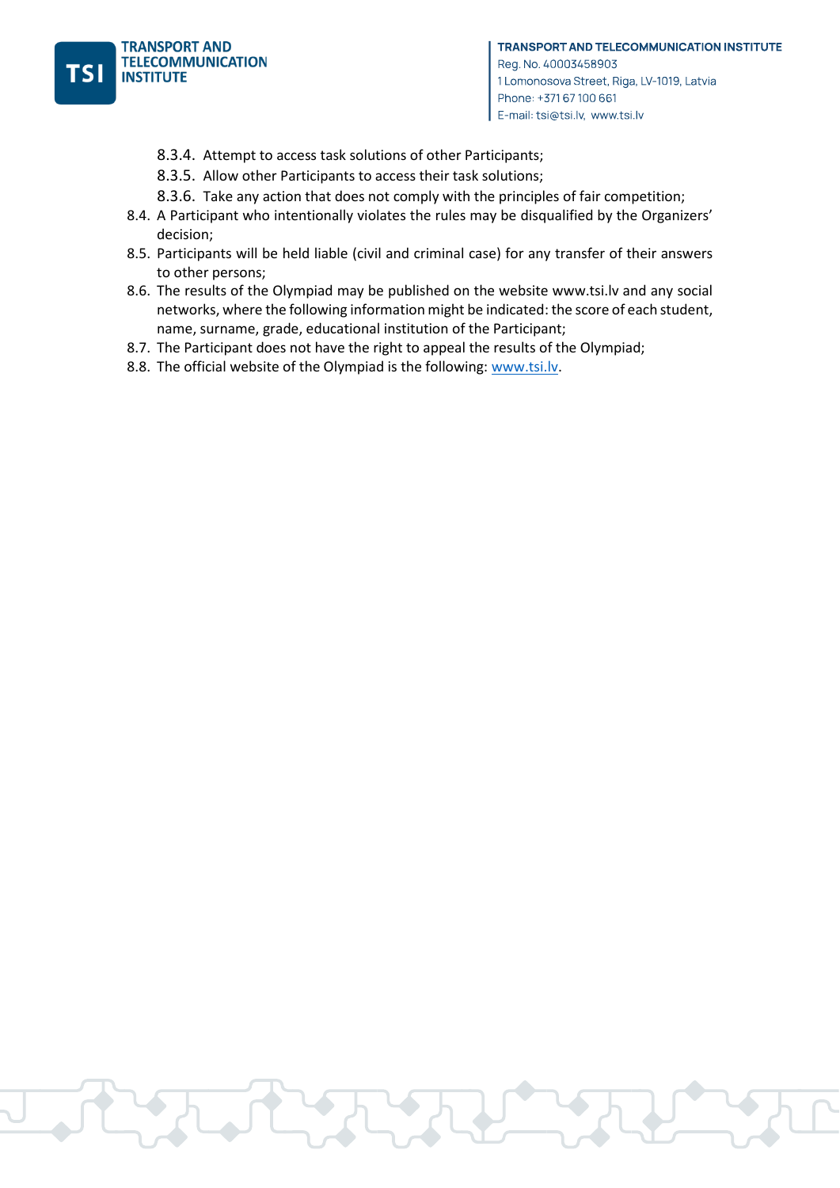8.3.4. Attempt to access task solutions of other Participants;
8.3.5. Allow other Participants to access their task solutions;
8.3.6. Take any action that does not comply with the principles of fair competition;

8.4. A Participant who intentionally violates the rules may be disqualified by the Organizers' decision;

8.5. Participants will be held liable (civil and criminal case) for any transfer of their answers to other persons;

8.6. The results of the Olympiad may be published on the website www.tsi.lv and any social networks, where the following information might be indicated: the score of each student, name, surname, grade, educational institution of the Participant;

8.7. The Participant does not have the right to appeal the results of the Olympiad;

8.8. The official website of the Olympiad is the following: www.tsi.lv.